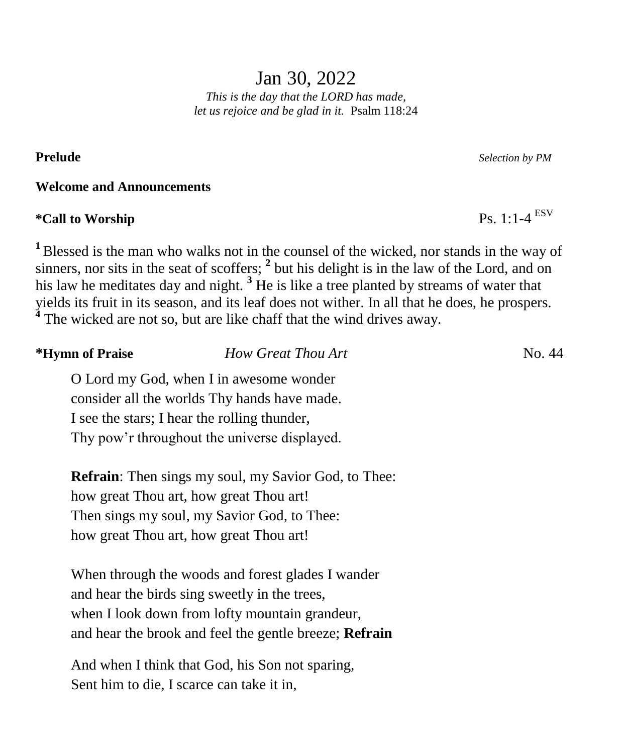# Jan 30, 2022

*This is the day that the LORD has made,*
*let us rejoice and be glad in it.* Psalm 118:24

**Prelude** *Selection by PM*

**Welcome and Announcements**

**\*Call to Worship** Ps. 1:1-4 ESV

[1] Blessed is the man who walks not in the counsel of the wicked, nor stands in the way of sinners, nor sits in the seat of scoffers; [2] but his delight is in the law of the Lord, and on his law he meditates day and night. [3] He is like a tree planted by streams of water that yields its fruit in its season, and its leaf does not wither. In all that he does, he prospers. [4] The wicked are not so, but are like chaff that the wind drives away.

**\*Hymn of Praise** *How Great Thou Art* No. 44

O Lord my God, when I in awesome wonder
consider all the worlds Thy hands have made.
I see the stars; I hear the rolling thunder,
Thy pow'r throughout the universe displayed.

**Refrain**: Then sings my soul, my Savior God, to Thee:
how great Thou art, how great Thou art!
Then sings my soul, my Savior God, to Thee:
how great Thou art, how great Thou art!

When through the woods and forest glades I wander
and hear the birds sing sweetly in the trees,
when I look down from lofty mountain grandeur,
and hear the brook and feel the gentle breeze; **Refrain**

And when I think that God, his Son not sparing,
Sent him to die, I scarce can take it in,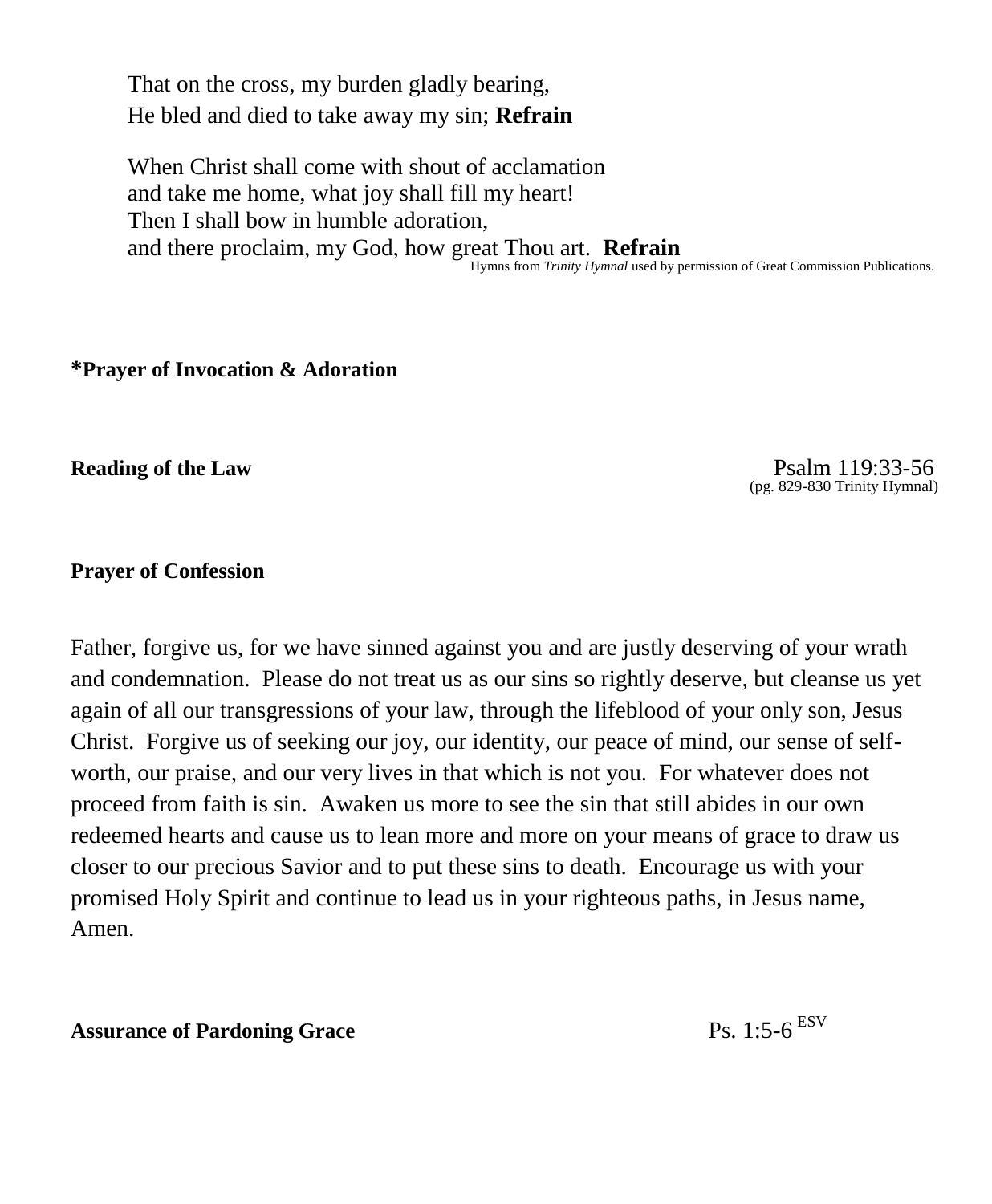That on the cross, my burden gladly bearing,
He bled and died to take away my sin; **Refrain**

When Christ shall come with shout of acclamation
and take me home, what joy shall fill my heart!
Then I shall bow in humble adoration,
and there proclaim, my God, how great Thou art. **Refrain**

Hymns from *Trinity Hymnal* used by permission of Great Commission Publications.

**\*Prayer of Invocation & Adoration**

**Reading of the Law** Psalm 119:33-56
(pg. 829-830 Trinity Hymnal)

**Prayer of Confession**

Father, forgive us, for we have sinned against you and are justly deserving of your wrath and condemnation. Please do not treat us as our sins so rightly deserve, but cleanse us yet again of all our transgressions of your law, through the lifeblood of your only son, Jesus Christ. Forgive us of seeking our joy, our identity, our peace of mind, our sense of self-worth, our praise, and our very lives in that which is not you. For whatever does not proceed from faith is sin. Awaken us more to see the sin that still abides in our own redeemed hearts and cause us to lean more and more on your means of grace to draw us closer to our precious Savior and to put these sins to death. Encourage us with your promised Holy Spirit and continue to lead us in your righteous paths, in Jesus name, Amen.

**Assurance of Pardoning Grace** Ps. 1:5-6 ESV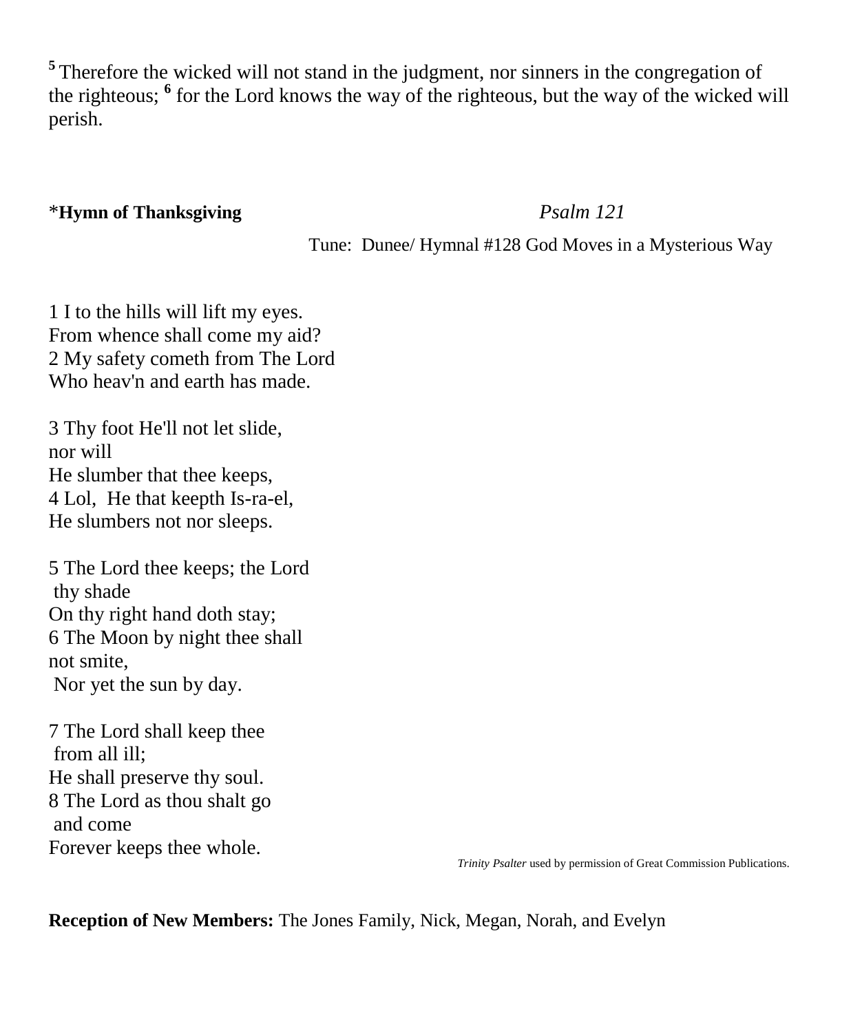[5] Therefore the wicked will not stand in the judgment, nor sinners in the congregation of the righteous; [6] for the Lord knows the way of the righteous, but the way of the wicked will perish.

*__Hymn of Thanksgiving__ *Psalm 121*

Tune: Dunee/ Hymnal #128 God Moves in a Mysterious Way

1 I to the hills will lift my eyes.
From whence shall come my aid?
2 My safety cometh from The Lord
Who heav'n and earth has made.

3 Thy foot He'll not let slide,
nor will
He slumber that thee keeps,
4 Lol, He that keepth Is-ra-el,
He slumbers not nor sleeps.

5 The Lord thee keeps; the Lord
thy shade
On thy right hand doth stay;
6 The Moon by night thee shall
not smite,
Nor yet the sun by day.

7 The Lord shall keep thee
from all ill;
He shall preserve thy soul.
8 The Lord as thou shalt go
and come
Forever keeps thee whole.

*Trinity Psalter* used by permission of Great Commission Publications.

**Reception of New Members:** The Jones Family, Nick, Megan, Norah, and Evelyn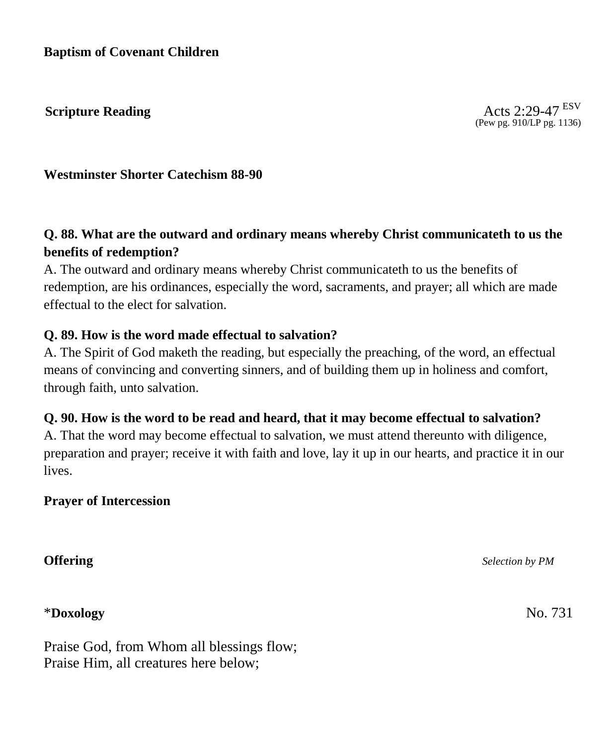**Baptism of Covenant Children**

**Scripture Reading** Acts 2:29-47 ESV
(Pew pg. 910/LP pg. 1136)

**Westminster Shorter Catechism 88-90**

**Q. 88. What are the outward and ordinary means whereby Christ communicateth to us the benefits of redemption?**
A. The outward and ordinary means whereby Christ communicateth to us the benefits of redemption, are his ordinances, especially the word, sacraments, and prayer; all which are made effectual to the elect for salvation.

**Q. 89. How is the word made effectual to salvation?**
A. The Spirit of God maketh the reading, but especially the preaching, of the word, an effectual means of convincing and converting sinners, and of building them up in holiness and comfort, through faith, unto salvation.

**Q. 90. How is the word to be read and heard, that it may become effectual to salvation?**
A. That the word may become effectual to salvation, we must attend thereunto with diligence, preparation and prayer; receive it with faith and love, lay it up in our hearts, and practice it in our lives.

**Prayer of Intercession**

**Offering** *Selection by PM*

*__Doxology__ No. 731

Praise God, from Whom all blessings flow;
Praise Him, all creatures here below;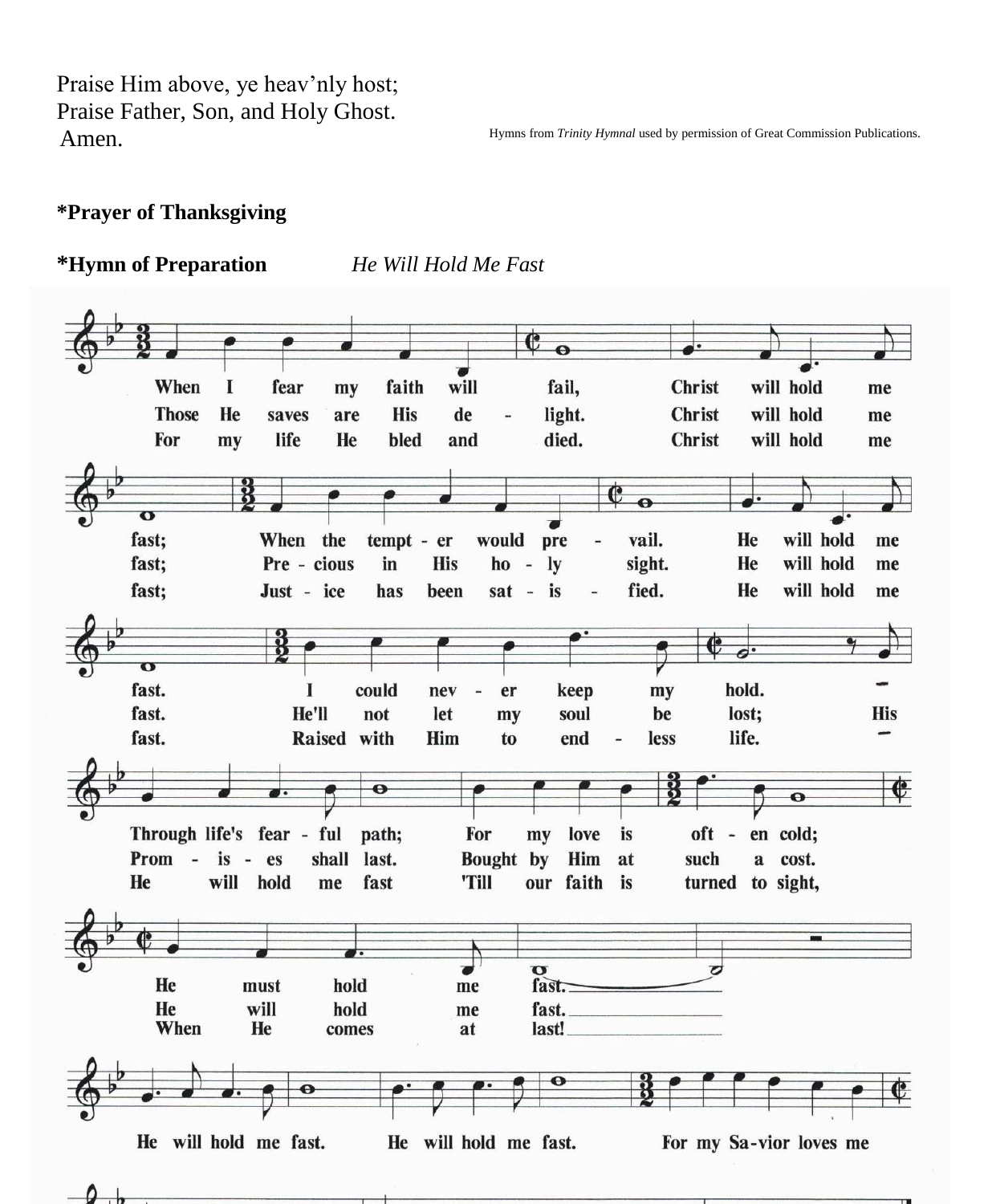Praise Him above, ye heav'nly host;
Praise Father, Son, and Holy Ghost.
Amen.

Hymns from *Trinity Hymnal* used by permission of Great Commission Publications.

**\*Prayer of Thanksgiving**

**\*Hymn of Preparation** *He Will Hold Me Fast*

When I fear my faith will fail, Christ will hold me fast;
When the tempter would prevail, He will hold me fast.
I could never keep my hold. Through life's fearful path;
For my love is often cold; He must hold me fast.

Those He saves are His delight. Christ will hold me fast;
Precious in His holy sight. He will hold me fast.
He'll not let my soul be lost; His Promises shall last.
Bought by Him at such a cost. He will hold me fast.

For my life He bled and died. Christ will hold me fast;
Justice has been satisfied. He will hold me fast.
Raised with Him to endless life. He will hold me fast
'Till our faith is turned to sight, When He comes at last!

He will hold me fast. He will hold me fast.
For my Savior loves me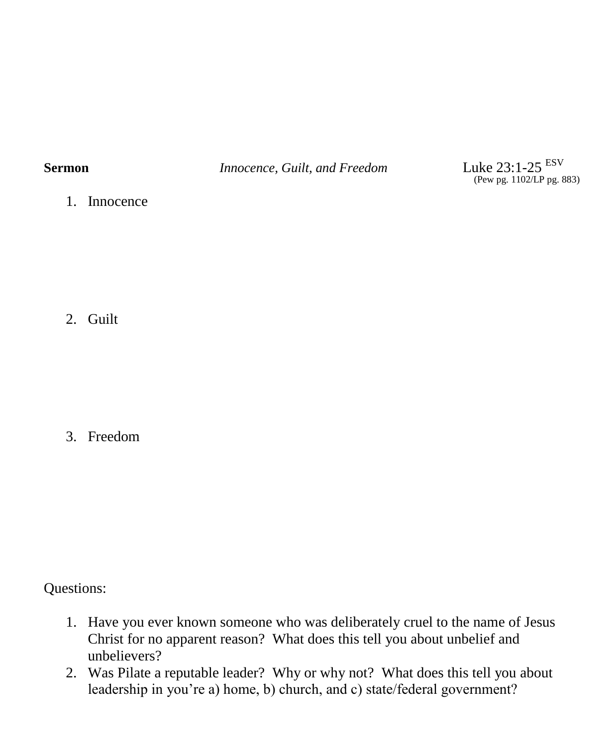**Sermon** *Innocence, Guilt, and Freedom* Luke 23:1-25 ESV
(Pew pg. 1102/LP pg. 883)

1. Innocence

2. Guilt

3. Freedom

Questions:

1. Have you ever known someone who was deliberately cruel to the name of Jesus Christ for no apparent reason? What does this tell you about unbelief and unbelievers?
2. Was Pilate a reputable leader? Why or why not? What does this tell you about leadership in you're a) home, b) church, and c) state/federal government?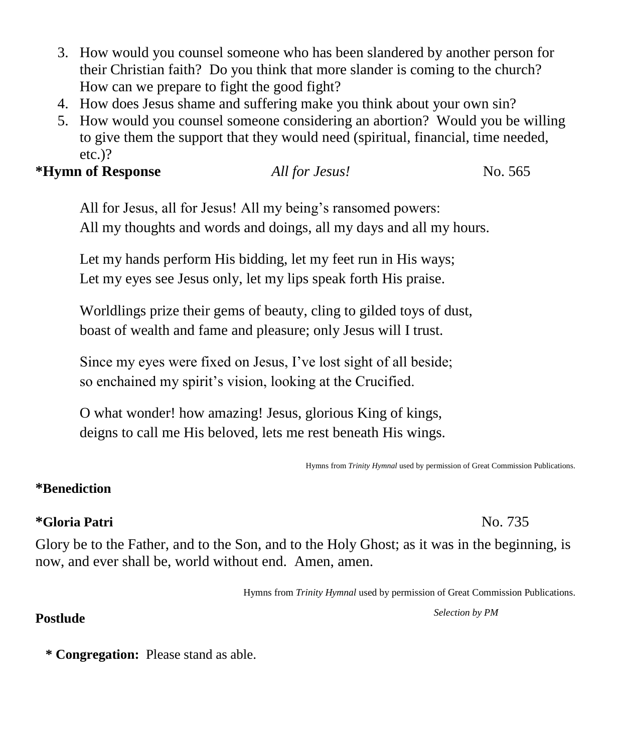3. How would you counsel someone who has been slandered by another person for their Christian faith? Do you think that more slander is coming to the church? How can we prepare to fight the good fight?
4. How does Jesus shame and suffering make you think about your own sin?
5. How would you counsel someone considering an abortion? Would you be willing to give them the support that they would need (spiritual, financial, time needed, etc.)?

**\*Hymn of Response** *All for Jesus!* No. 565

All for Jesus, all for Jesus! All my being's ransomed powers:
All my thoughts and words and doings, all my days and all my hours.

Let my hands perform His bidding, let my feet run in His ways;
Let my eyes see Jesus only, let my lips speak forth His praise.

Worldlings prize their gems of beauty, cling to gilded toys of dust,
boast of wealth and fame and pleasure; only Jesus will I trust.

Since my eyes were fixed on Jesus, I've lost sight of all beside;
so enchained my spirit's vision, looking at the Crucified.

O what wonder! how amazing! Jesus, glorious King of kings,
deigns to call me His beloved, lets me rest beneath His wings.

Hymns from *Trinity Hymnal* used by permission of Great Commission Publications.

**\*Benediction**

**\*Gloria Patri** No. 735

Glory be to the Father, and to the Son, and to the Holy Ghost; as it was in the beginning, is now, and ever shall be, world without end. Amen, amen.

Hymns from *Trinity Hymnal* used by permission of Great Commission Publications.

**Postlude** *Selection by PM*

**\* Congregation:** Please stand as able.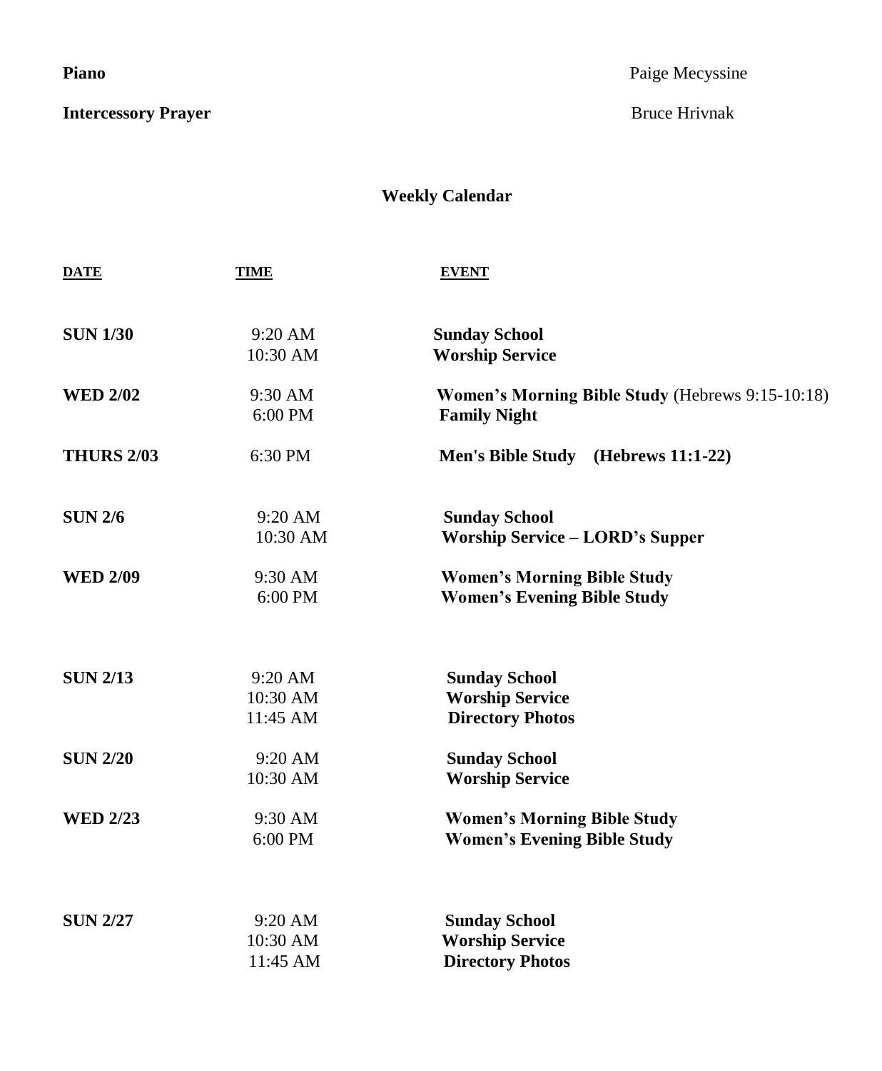**Piano** Paige Mecyssine

**Intercessory Prayer** Bruce Hrivnak

## Weekly Calendar

| DATE | TIME | EVENT |
|---|---|---|
| **SUN 1/30** | 9:20 AM | **Sunday School** |
| | 10:30 AM | **Worship Service** |
| **WED 2/02** | 9:30 AM | **Women's Morning Bible Study** (Hebrews 9:15-10:18) |
| | 6:00 PM | **Family Night** |
| **THURS 2/03** | 6:30 PM | **Men's Bible Study (Hebrews 11:1-22)** |
| **SUN 2/6** | 9:20 AM | **Sunday School** |
| | 10:30 AM | **Worship Service – LORD's Supper** |
| **WED 2/09** | 9:30 AM | **Women's Morning Bible Study** |
| | 6:00 PM | **Women's Evening Bible Study** |
| **SUN 2/13** | 9:20 AM | **Sunday School** |
| | 10:30 AM | **Worship Service** |
| | 11:45 AM | **Directory Photos** |
| **SUN 2/20** | 9:20 AM | **Sunday School** |
| | 10:30 AM | **Worship Service** |
| **WED 2/23** | 9:30 AM | **Women's Morning Bible Study** |
| | 6:00 PM | **Women's Evening Bible Study** |
| **SUN 2/27** | 9:20 AM | **Sunday School** |
| | 10:30 AM | **Worship Service** |
| | 11:45 AM | **Directory Photos** |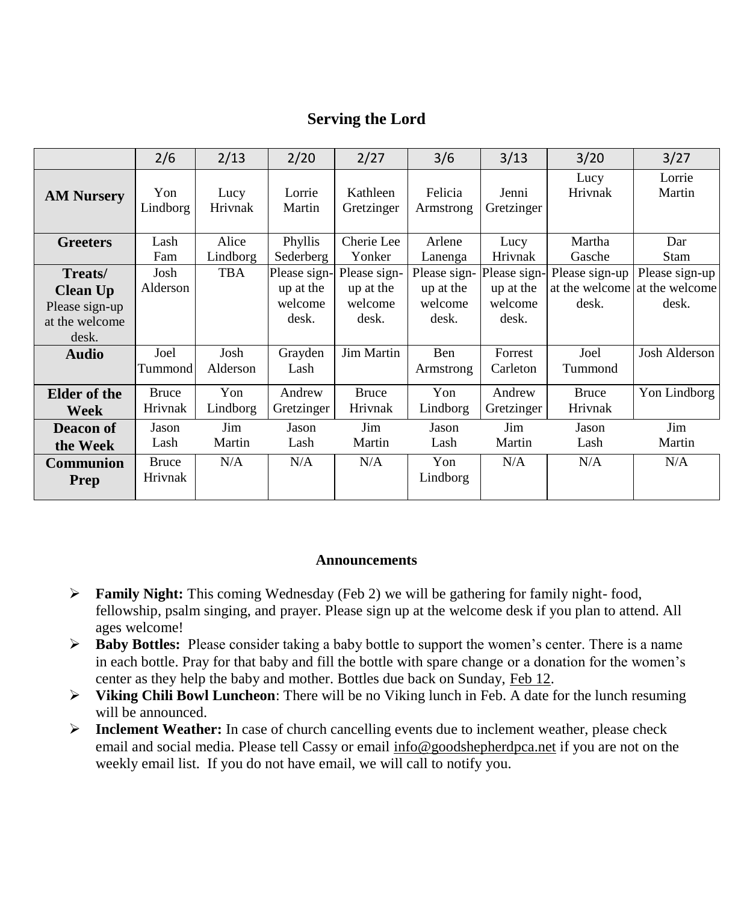## Serving the Lord

| | 2/6 | 2/13 | 2/20 | 2/27 | 3/6 | 3/13 | 3/20 | 3/27 |
|---|---|---|---|---|---|---|---|---|
| **AM Nursery** | Yon Lindborg | Lucy Hrivnak | Lorrie Martin | Kathleen Gretzinger | Felicia Armstrong | Jenni Gretzinger | Lucy Hrivnak | Lorrie Martin |
| **Greeters** | Lash Fam | Alice Lindborg | Phyllis Sederberg | Cherie Lee Yonker | Arlene Lanenga | Lucy Hrivnak | Martha Gasche | Dar Stam |
| **Treats/ Clean Up** Please sign-up at the welcome desk. | Josh Alderson | TBA | Please sign-up at the welcome desk. | Please sign-up at the welcome desk. | Please sign-up at the welcome desk. | Please sign-up at the welcome desk. | Please sign-up at the welcome desk. | Please sign-up at the welcome desk. |
| **Audio** | Joel Tummond | Josh Alderson | Grayden Lash | Jim Martin | Ben Armstrong | Forrest Carleton | Joel Tummond | Josh Alderson |
| **Elder of the Week** | Bruce Hrivnak | Yon Lindborg | Andrew Gretzinger | Bruce Hrivnak | Yon Lindborg | Andrew Gretzinger | Bruce Hrivnak | Yon Lindborg |
| **Deacon of the Week** | Jason Lash | Jim Martin | Jason Lash | Jim Martin | Jason Lash | Jim Martin | Jason Lash | Jim Martin |
| **Communion Prep** | Bruce Hrivnak | N/A | N/A | N/A | Yon Lindborg | N/A | N/A | N/A |

## Announcements

- **Family Night:** This coming Wednesday (Feb 2) we will be gathering for family night- food, fellowship, psalm singing, and prayer. Please sign up at the welcome desk if you plan to attend. All ages welcome!
- **Baby Bottles:** Please consider taking a baby bottle to support the women's center. There is a name in each bottle. Pray for that baby and fill the bottle with spare change or a donation for the women's center as they help the baby and mother. Bottles due back on Sunday, Feb 12.
- **Viking Chili Bowl Luncheon**: There will be no Viking lunch in Feb. A date for the lunch resuming will be announced.
- **Inclement Weather:** In case of church cancelling events due to inclement weather, please check email and social media. Please tell Cassy or email info@goodshepherdpca.net if you are not on the weekly email list. If you do not have email, we will call to notify you.